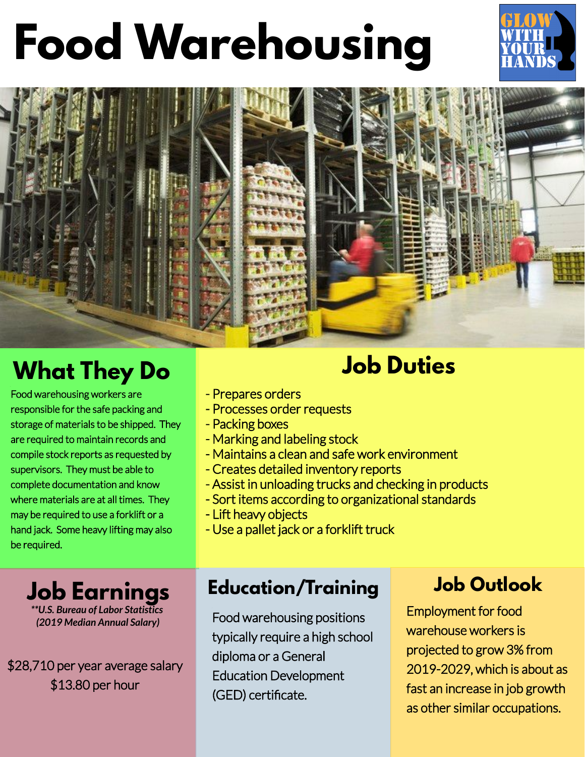# Food Warehousing

GLOW WITH YOUR HANDS

## What They Do

Food warehousing workers are responsible for the safe packing and storage of materials to be shipped. They are required to maintain records and compile stock reports as requested by supervisors. They must be able to complete documentation and know where materials are at all times. They may be required to use a forklift or a hand jack. Some heavy lifting may also be required.

## Job Duties

- Prepares orders
- Processes order requests
- Packing boxes
- Marking and labeling stock
- Maintains a clean and safe work environment
- Creates detailed inventory reports
- Assist in unloading trucks and checking in products
- Sort items according to organizational standards
- Lift heavy objects
- Use a pallet jack or a forklift truck

## Job Earnings

*\*\*U.S. Bureau of Labor Statistics (2019 Median Annual Salary)*

$28,710 per year average salary
$13.80 per hour

## Education/Training

Food warehousing positions typically require a high school diploma or a General Education Development (GED) certificate.

## Job Outlook

Employment for food warehouse workers is projected to grow 3% from 2019-2029, which is about as fast an increase in job growth as other similar occupations.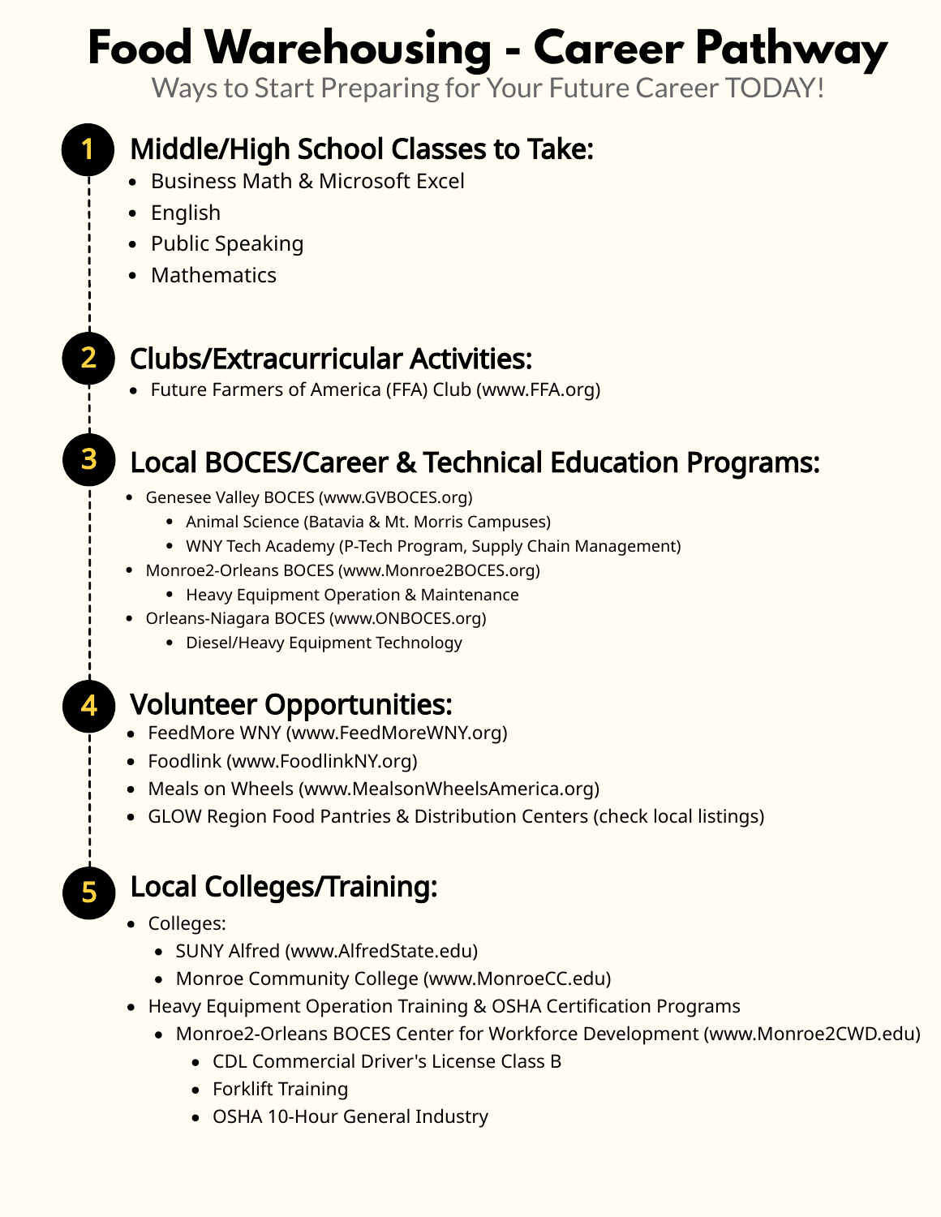# Food Warehousing - Career Pathway

Ways to Start Preparing for Your Future Career TODAY!

## 1 Middle/High School Classes to Take:

- Business Math & Microsoft Excel
- English
- Public Speaking
- Mathematics

## 2 Clubs/Extracurricular Activities:

- Future Farmers of America (FFA) Club (www.FFA.org)

## 3 Local BOCES/Career & Technical Education Programs:

- Genesee Valley BOCES (www.GVBOCES.org)
  - Animal Science (Batavia & Mt. Morris Campuses)
  - WNY Tech Academy (P-Tech Program, Supply Chain Management)
- Monroe2-Orleans BOCES (www.Monroe2BOCES.org)
  - Heavy Equipment Operation & Maintenance
- Orleans-Niagara BOCES (www.ONBOCES.org)
  - Diesel/Heavy Equipment Technology

## 4 Volunteer Opportunities:

- FeedMore WNY (www.FeedMoreWNY.org)
- Foodlink (www.FoodlinkNY.org)
- Meals on Wheels (www.MealsonWheelsAmerica.org)
- GLOW Region Food Pantries & Distribution Centers (check local listings)

## 5 Local Colleges/Training:

- Colleges:
  - SUNY Alfred (www.AlfredState.edu)
  - Monroe Community College (www.MonroeCC.edu)
- Heavy Equipment Operation Training & OSHA Certification Programs
  - Monroe2-Orleans BOCES Center for Workforce Development (www.Monroe2CWD.edu)
    - CDL Commercial Driver's License Class B
    - Forklift Training
    - OSHA 10-Hour General Industry